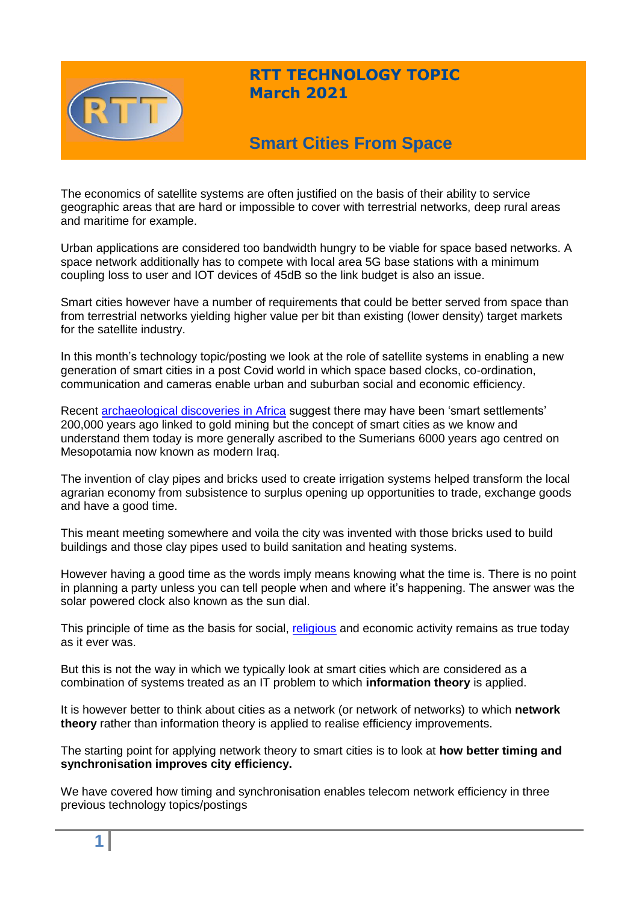# RTT TECHNOLOGY TOPIC
## March 2021

## Smart Cities From Space

The economics of satellite systems are often justified on the basis of their ability to service geographic areas that are hard or impossible to cover with terrestrial networks, deep rural areas and maritime for example.

Urban applications are considered too bandwidth hungry to be viable for space based networks. A space network additionally has to compete with local area 5G base stations with a minimum coupling loss to user and IOT devices of 45dB so the link budget is also an issue.

Smart cities however have a number of requirements that could be better served from space than from terrestrial networks yielding higher value per bit than existing (lower density) target markets for the satellite industry.

In this month's technology topic/posting we look at the role of satellite systems in enabling a new generation of smart cities in a post Covid world in which space based clocks, co-ordination, communication and cameras enable urban and suburban social and economic efficiency.

Recent archaeological discoveries in Africa suggest there may have been 'smart settlements' 200,000 years ago linked to gold mining but the concept of smart cities as we know and understand them today is more generally ascribed to the Sumerians 6000 years ago centred on Mesopotamia now known as modern Iraq.

The invention of clay pipes and bricks used to create irrigation systems helped transform the local agrarian economy from subsistence to surplus opening up opportunities to trade, exchange goods and have a good time.

This meant meeting somewhere and voila the city was invented with those bricks used to build buildings and those clay pipes used to build sanitation and heating systems.

However having a good time as the words imply means knowing what the time is. There is no point in planning a party unless you can tell people when and where it's happening. The answer was the solar powered clock also known as the sun dial.

This principle of time as the basis for social, religious and economic activity remains as true today as it ever was.

But this is not the way in which we typically look at smart cities which are considered as a combination of systems treated as an IT problem to which **information theory** is applied.

It is however better to think about cities as a network (or network of networks) to which **network theory** rather than information theory is applied to realise efficiency improvements.

The starting point for applying network theory to smart cities is to look at **how better timing and synchronisation improves city efficiency.**

We have covered how timing and synchronisation enables telecom network efficiency in three previous technology topics/postings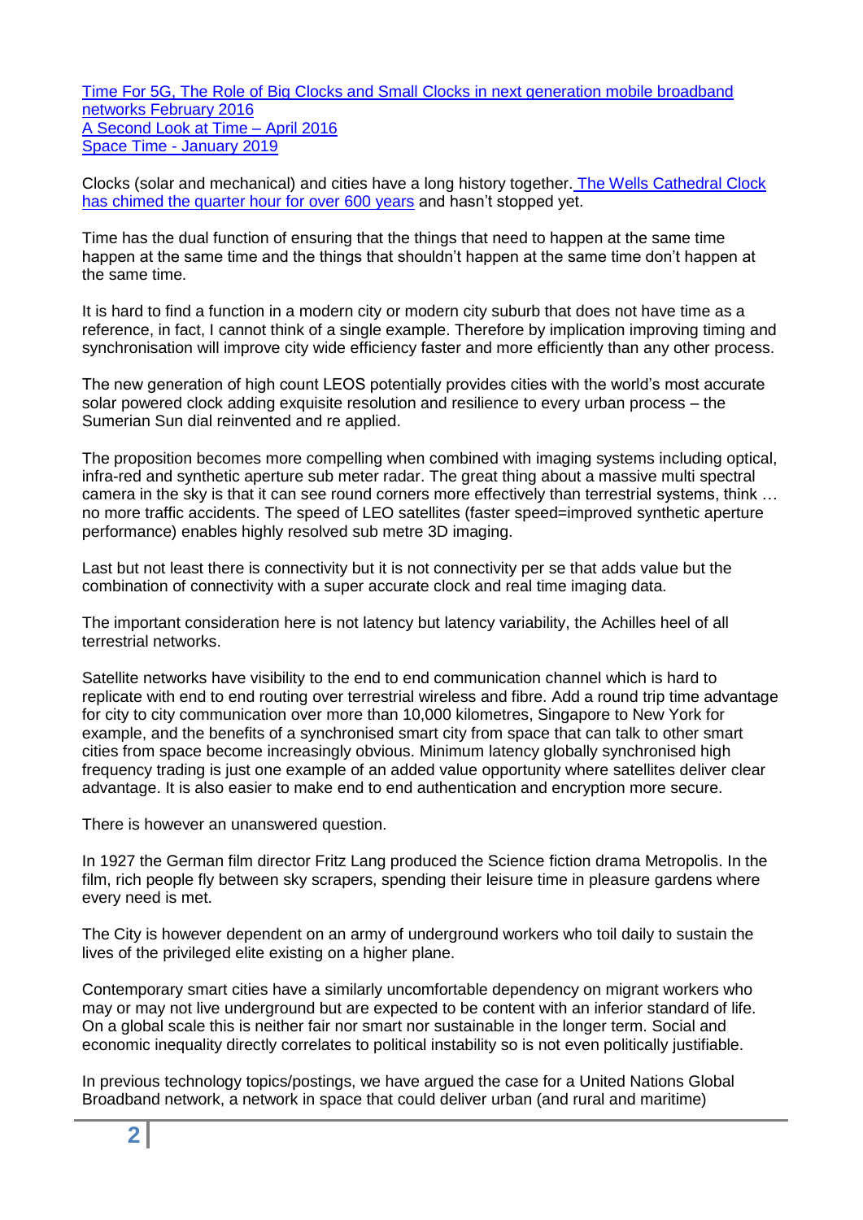[Time For 5G, The Role of Big Clocks and Small Clocks in next generation mobile broadband networks February 2016](#)
[A Second Look at Time – April 2016](#)
[Space Time - January 2019](#)

Clocks (solar and mechanical) and cities have a long history together. [The Wells Cathedral Clock has chimed the quarter hour for over 600 years](#) and hasn't stopped yet.

Time has the dual function of ensuring that the things that need to happen at the same time happen at the same time and the things that shouldn't happen at the same time don't happen at the same time.

It is hard to find a function in a modern city or modern city suburb that does not have time as a reference, in fact, I cannot think of a single example. Therefore by implication improving timing and synchronisation will improve city wide efficiency faster and more efficiently than any other process.

The new generation of high count LEOS potentially provides cities with the world's most accurate solar powered clock adding exquisite resolution and resilience to every urban process – the Sumerian Sun dial reinvented and re applied.

The proposition becomes more compelling when combined with imaging systems including optical, infra-red and synthetic aperture sub meter radar. The great thing about a massive multi spectral camera in the sky is that it can see round corners more effectively than terrestrial systems, think … no more traffic accidents. The speed of LEO satellites (faster speed=improved synthetic aperture performance) enables highly resolved sub metre 3D imaging.

Last but not least there is connectivity but it is not connectivity per se that adds value but the combination of connectivity with a super accurate clock and real time imaging data.

The important consideration here is not latency but latency variability, the Achilles heel of all terrestrial networks.

Satellite networks have visibility to the end to end communication channel which is hard to replicate with end to end routing over terrestrial wireless and fibre. Add a round trip time advantage for city to city communication over more than 10,000 kilometres, Singapore to New York for example, and the benefits of a synchronised smart city from space that can talk to other smart cities from space become increasingly obvious. Minimum latency globally synchronised high frequency trading is just one example of an added value opportunity where satellites deliver clear advantage. It is also easier to make end to end authentication and encryption more secure.

There is however an unanswered question.

In 1927 the German film director Fritz Lang produced the Science fiction drama Metropolis. In the film, rich people fly between sky scrapers, spending their leisure time in pleasure gardens where every need is met.

The City is however dependent on an army of underground workers who toil daily to sustain the lives of the privileged elite existing on a higher plane.

Contemporary smart cities have a similarly uncomfortable dependency on migrant workers who may or may not live underground but are expected to be content with an inferior standard of life. On a global scale this is neither fair nor smart nor sustainable in the longer term. Social and economic inequality directly correlates to political instability so is not even politically justifiable.

In previous technology topics/postings, we have argued the case for a United Nations Global Broadband network, a network in space that could deliver urban (and rural and maritime)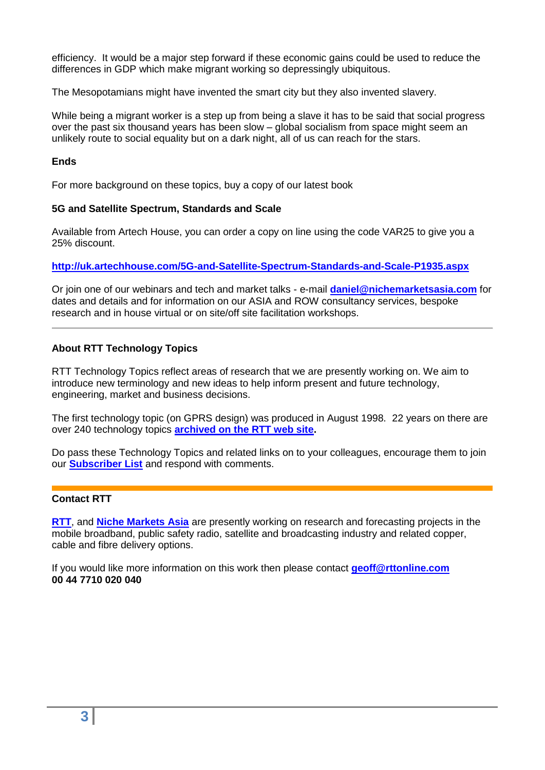efficiency. It would be a major step forward if these economic gains could be used to reduce the differences in GDP which make migrant working so depressingly ubiquitous.

The Mesopotamians might have invented the smart city but they also invented slavery.

While being a migrant worker is a step up from being a slave it has to be said that social progress over the past six thousand years has been slow – global socialism from space might seem an unlikely route to social equality but on a dark night, all of us can reach for the stars.

**Ends**

For more background on these topics, buy a copy of our latest book

**5G and Satellite Spectrum, Standards and Scale**

Available from Artech House, you can order a copy on line using the code VAR25 to give you a 25% discount.

**http://uk.artechhouse.com/5G-and-Satellite-Spectrum-Standards-and-Scale-P1935.aspx**

Or join one of our webinars and tech and market talks - e-mail **daniel@nichemarketsasia.com** for dates and details and for information on our ASIA and ROW consultancy services, bespoke research and in house virtual or on site/off site facilitation workshops.

---

### About RTT Technology Topics

RTT Technology Topics reflect areas of research that we are presently working on. We aim to introduce new terminology and new ideas to help inform present and future technology, engineering, market and business decisions.

The first technology topic (on GPRS design) was produced in August 1998. 22 years on there are over 240 technology topics **archived on the RTT web site.**

Do pass these Technology Topics and related links on to your colleagues, encourage them to join our **Subscriber List** and respond with comments.

---

### Contact RTT

**RTT**, and **Niche Markets Asia** are presently working on research and forecasting projects in the mobile broadband, public safety radio, satellite and broadcasting industry and related copper, cable and fibre delivery options.

If you would like more information on this work then please contact **geoff@rttonline.com**
**00 44 7710 020 040**